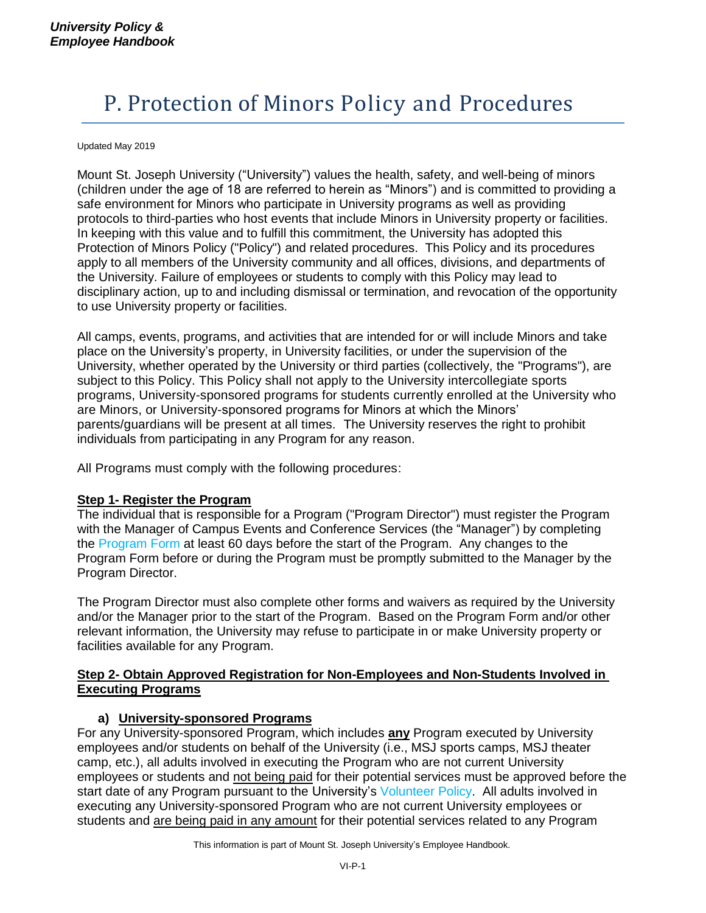# P. Protection of Minors Policy and Procedures

Updated May 2019

Mount St. Joseph University ("University") values the health, safety, and well-being of minors (children under the age of 18 are referred to herein as "Minors") and is committed to providing a safe environment for Minors who participate in University programs as well as providing protocols to third-parties who host events that include Minors in University property or facilities. In keeping with this value and to fulfill this commitment, the University has adopted this Protection of Minors Policy ("Policy") and related procedures. This Policy and its procedures apply to all members of the University community and all offices, divisions, and departments of the University. Failure of employees or students to comply with this Policy may lead to disciplinary action, up to and including dismissal or termination, and revocation of the opportunity to use University property or facilities.

All camps, events, programs, and activities that are intended for or will include Minors and take place on the University's property, in University facilities, or under the supervision of the University, whether operated by the University or third parties (collectively, the "Programs"), are subject to this Policy. This Policy shall not apply to the University intercollegiate sports programs, University-sponsored programs for students currently enrolled at the University who are Minors, or University-sponsored programs for Minors at which the Minors' parents/guardians will be present at all times. The University reserves the right to prohibit individuals from participating in any Program for any reason.

All Programs must comply with the following procedures:

**Step 1- Register the Program**

The individual that is responsible for a Program ("Program Director") must register the Program with the Manager of Campus Events and Conference Services (the "Manager") by completing the Program Form at least 60 days before the start of the Program. Any changes to the Program Form before or during the Program must be promptly submitted to the Manager by the Program Director.

The Program Director must also complete other forms and waivers as required by the University and/or the Manager prior to the start of the Program. Based on the Program Form and/or other relevant information, the University may refuse to participate in or make University property or facilities available for any Program.

**Step 2- Obtain Approved Registration for Non-Employees and Non-Students Involved in Executing Programs**

**a) University-sponsored Programs**

For any University-sponsored Program, which includes **any** Program executed by University employees and/or students on behalf of the University (i.e., MSJ sports camps, MSJ theater camp, etc.), all adults involved in executing the Program who are not current University employees or students and not being paid for their potential services must be approved before the start date of any Program pursuant to the University's Volunteer Policy. All adults involved in executing any University-sponsored Program who are not current University employees or students and are being paid in any amount for their potential services related to any Program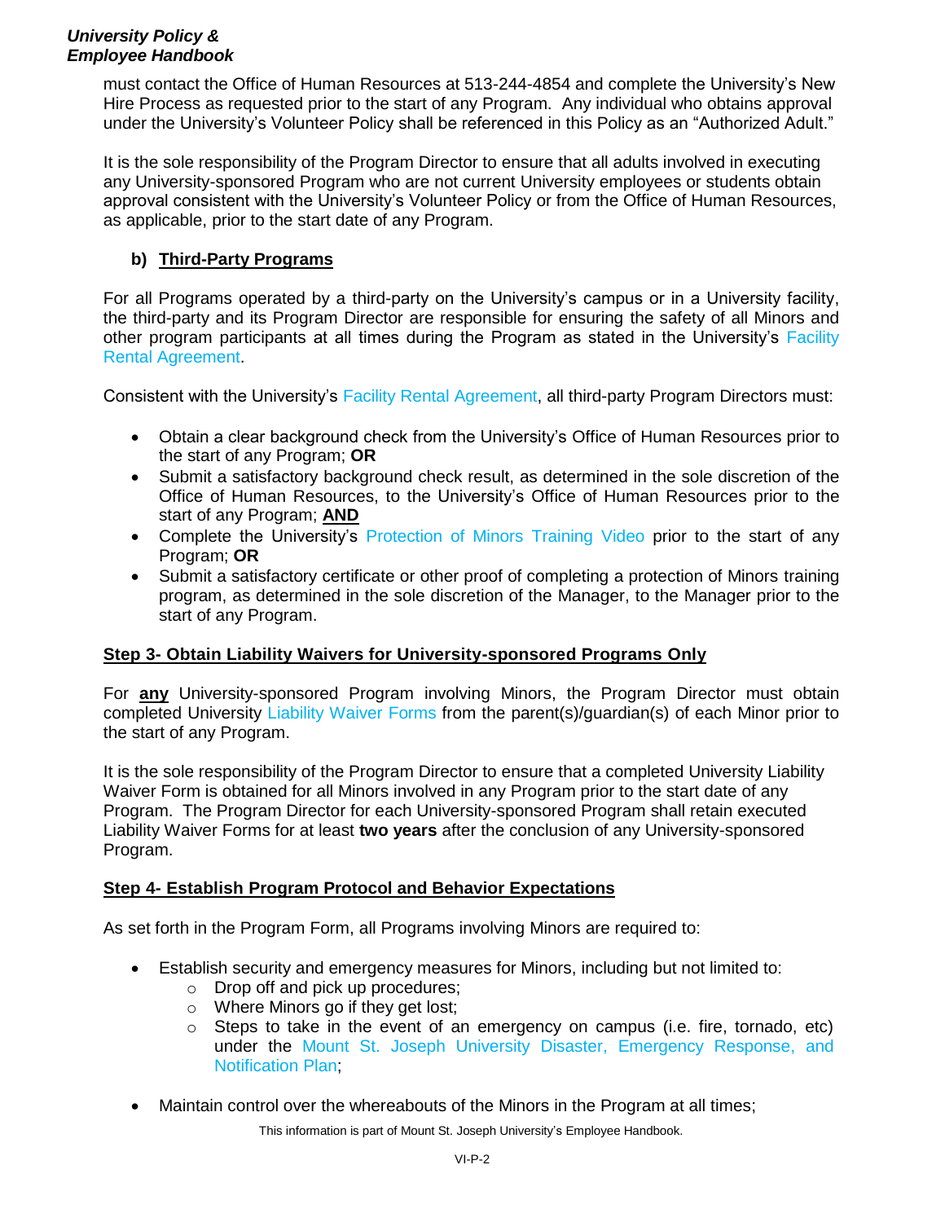must contact the Office of Human Resources at 513-244-4854 and complete the University's New Hire Process as requested prior to the start of any Program. Any individual who obtains approval under the University's Volunteer Policy shall be referenced in this Policy as an "Authorized Adult."

It is the sole responsibility of the Program Director to ensure that all adults involved in executing any University-sponsored Program who are not current University employees or students obtain approval consistent with the University's Volunteer Policy or from the Office of Human Resources, as applicable, prior to the start date of any Program.

**b) Third-Party Programs**

For all Programs operated by a third-party on the University's campus or in a University facility, the third-party and its Program Director are responsible for ensuring the safety of all Minors and other program participants at all times during the Program as stated in the University's Facility Rental Agreement.

Consistent with the University's Facility Rental Agreement, all third-party Program Directors must:

- Obtain a clear background check from the University's Office of Human Resources prior to the start of any Program; **OR**
- Submit a satisfactory background check result, as determined in the sole discretion of the Office of Human Resources, to the University's Office of Human Resources prior to the start of any Program; **AND**
- Complete the University's Protection of Minors Training Video prior to the start of any Program; **OR**
- Submit a satisfactory certificate or other proof of completing a protection of Minors training program, as determined in the sole discretion of the Manager, to the Manager prior to the start of any Program.

**Step 3- Obtain Liability Waivers for University-sponsored Programs Only**

For **any** University-sponsored Program involving Minors, the Program Director must obtain completed University Liability Waiver Forms from the parent(s)/guardian(s) of each Minor prior to the start of any Program.

It is the sole responsibility of the Program Director to ensure that a completed University Liability Waiver Form is obtained for all Minors involved in any Program prior to the start date of any Program. The Program Director for each University-sponsored Program shall retain executed Liability Waiver Forms for at least **two years** after the conclusion of any University-sponsored Program.

**Step 4- Establish Program Protocol and Behavior Expectations**

As set forth in the Program Form, all Programs involving Minors are required to:

- Establish security and emergency measures for Minors, including but not limited to:
  - Drop off and pick up procedures;
  - Where Minors go if they get lost;
  - Steps to take in the event of an emergency on campus (i.e. fire, tornado, etc) under the Mount St. Joseph University Disaster, Emergency Response, and Notification Plan;
- Maintain control over the whereabouts of the Minors in the Program at all times;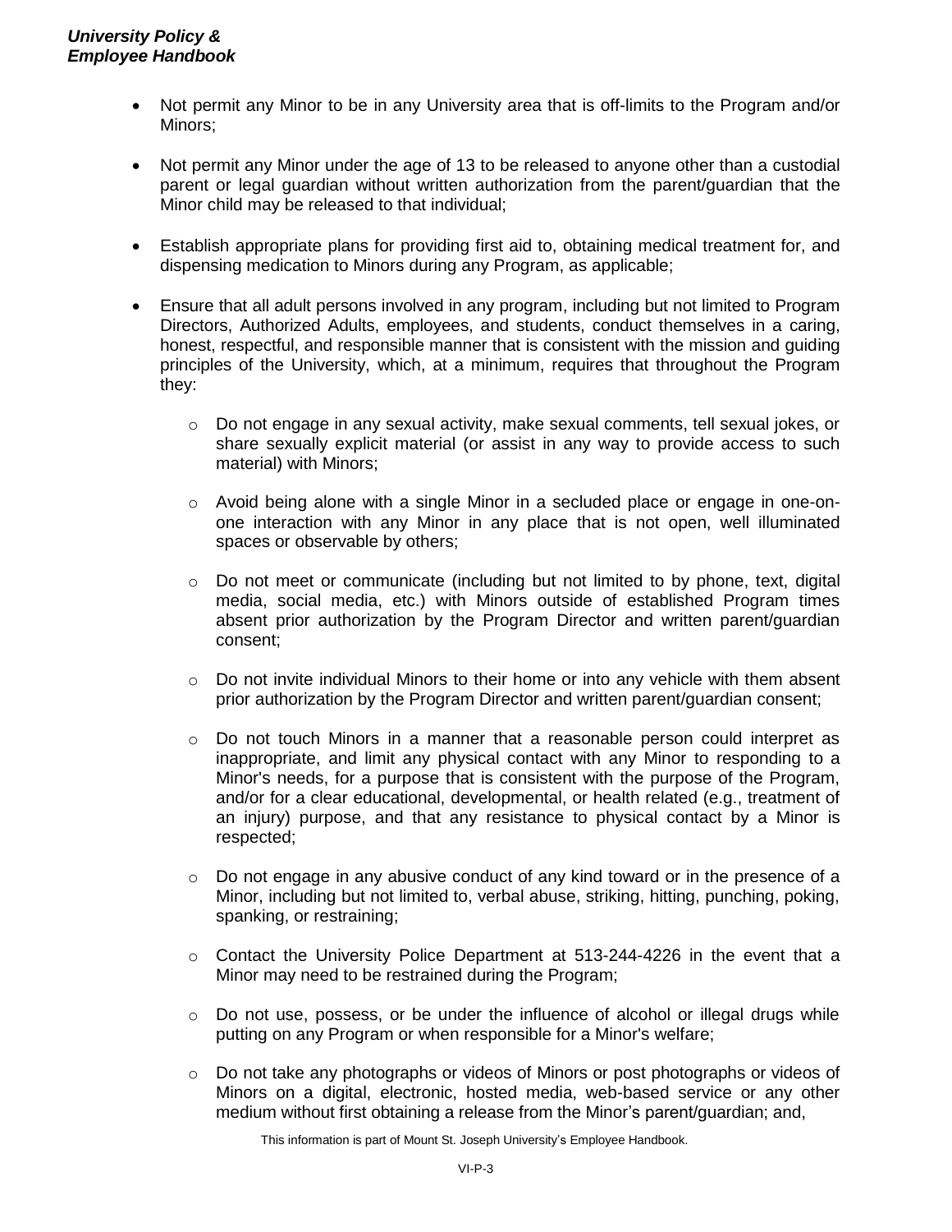- Not permit any Minor to be in any University area that is off-limits to the Program and/or Minors;

- Not permit any Minor under the age of 13 to be released to anyone other than a custodial parent or legal guardian without written authorization from the parent/guardian that the Minor child may be released to that individual;

- Establish appropriate plans for providing first aid to, obtaining medical treatment for, and dispensing medication to Minors during any Program, as applicable;

- Ensure that all adult persons involved in any program, including but not limited to Program Directors, Authorized Adults, employees, and students, conduct themselves in a caring, honest, respectful, and responsible manner that is consistent with the mission and guiding principles of the University, which, at a minimum, requires that throughout the Program they:

    - Do not engage in any sexual activity, make sexual comments, tell sexual jokes, or share sexually explicit material (or assist in any way to provide access to such material) with Minors;

    - Avoid being alone with a single Minor in a secluded place or engage in one-on-one interaction with any Minor in any place that is not open, well illuminated spaces or observable by others;

    - Do not meet or communicate (including but not limited to by phone, text, digital media, social media, etc.) with Minors outside of established Program times absent prior authorization by the Program Director and written parent/guardian consent;

    - Do not invite individual Minors to their home or into any vehicle with them absent prior authorization by the Program Director and written parent/guardian consent;

    - Do not touch Minors in a manner that a reasonable person could interpret as inappropriate, and limit any physical contact with any Minor to responding to a Minor's needs, for a purpose that is consistent with the purpose of the Program, and/or for a clear educational, developmental, or health related (e.g., treatment of an injury) purpose, and that any resistance to physical contact by a Minor is respected;

    - Do not engage in any abusive conduct of any kind toward or in the presence of a Minor, including but not limited to, verbal abuse, striking, hitting, punching, poking, spanking, or restraining;

    - Contact the University Police Department at 513-244-4226 in the event that a Minor may need to be restrained during the Program;

    - Do not use, possess, or be under the influence of alcohol or illegal drugs while putting on any Program or when responsible for a Minor's welfare;

    - Do not take any photographs or videos of Minors or post photographs or videos of Minors on a digital, electronic, hosted media, web-based service or any other medium without first obtaining a release from the Minor's parent/guardian; and,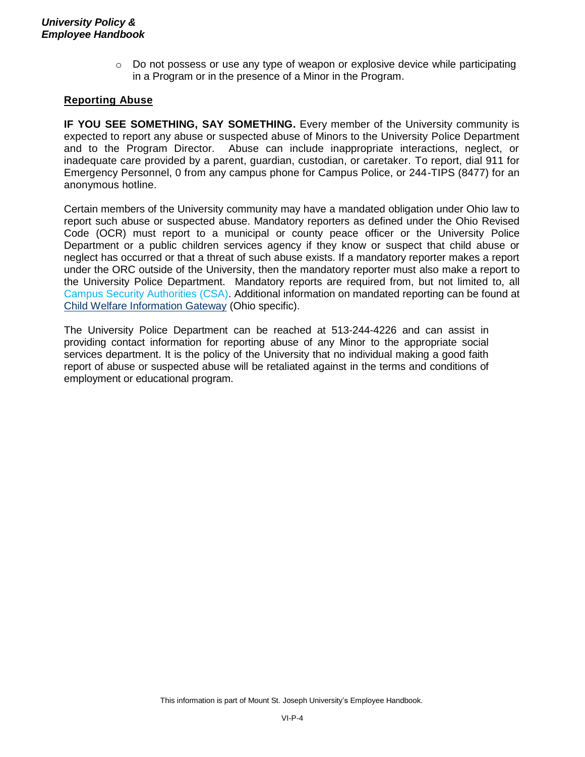- Do not possess or use any type of weapon or explosive device while participating in a Program or in the presence of a Minor in the Program.

## Reporting Abuse

**IF YOU SEE SOMETHING, SAY SOMETHING.** Every member of the University community is expected to report any abuse or suspected abuse of Minors to the University Police Department and to the Program Director. Abuse can include inappropriate interactions, neglect, or inadequate care provided by a parent, guardian, custodian, or caretaker. To report, dial 911 for Emergency Personnel, 0 from any campus phone for Campus Police, or 244-TIPS (8477) for an anonymous hotline.

Certain members of the University community may have a mandated obligation under Ohio law to report such abuse or suspected abuse. Mandatory reporters as defined under the Ohio Revised Code (OCR) must report to a municipal or county peace officer or the University Police Department or a public children services agency if they know or suspect that child abuse or neglect has occurred or that a threat of such abuse exists. If a mandatory reporter makes a report under the ORC outside of the University, then the mandatory reporter must also make a report to the University Police Department. Mandatory reports are required from, but not limited to, all Campus Security Authorities (CSA). Additional information on mandated reporting can be found at Child Welfare Information Gateway (Ohio specific).

The University Police Department can be reached at 513-244-4226 and can assist in providing contact information for reporting abuse of any Minor to the appropriate social services department. It is the policy of the University that no individual making a good faith report of abuse or suspected abuse will be retaliated against in the terms and conditions of employment or educational program.